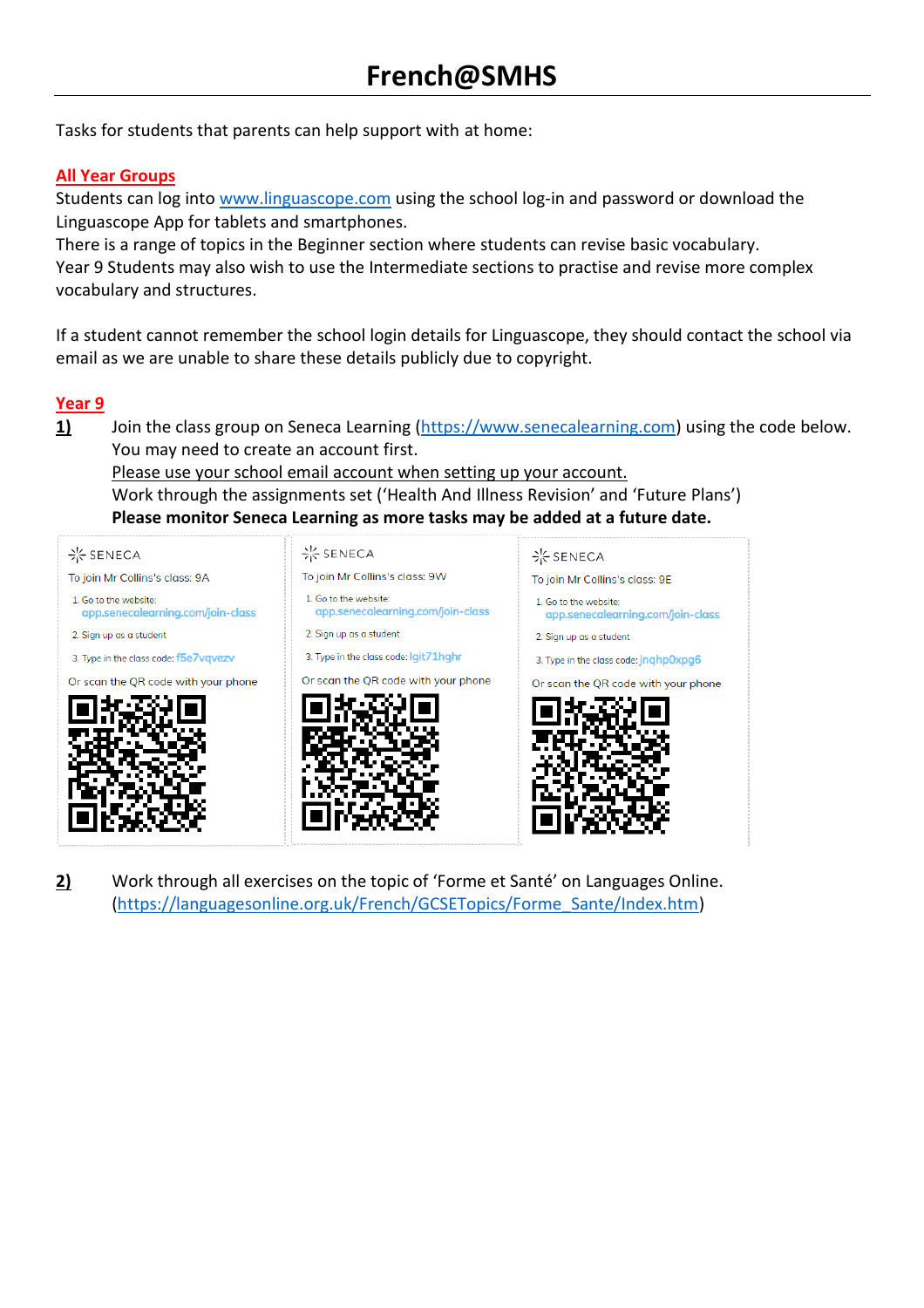# French@SMHS

Tasks for students that parents can help support with at home:

## All Year Groups

Students can log into www.linguascope.com using the school log-in and password or download the Linguascope App for tablets and smartphones.
There is a range of topics in the Beginner section where students can revise basic vocabulary.
Year 9 Students may also wish to use the Intermediate sections to practise and revise more complex vocabulary and structures.

If a student cannot remember the school login details for Linguascope, they should contact the school via email as we are unable to share these details publicly due to copyright.

## Year 9

**1)** Join the class group on Seneca Learning (https://www.senecalearning.com) using the code below. You may need to create an account first.
Please use your school email account when setting up your account.
Work through the assignments set ('Health And Illness Revision' and 'Future Plans')
**Please monitor Seneca Learning as more tasks may be added at a future date.**

SENECA

To join Mr Collins's class: 9A

1. Go to the website: app.senecalearning.com/join-class
2. Sign up as a student
3. Type in the class code: f5e7vqvezv

Or scan the QR code with your phone

SENECA

To join Mr Collins's class: 9W

1. Go to the website: app.senecalearning.com/join-class
2. Sign up as a student
3. Type in the class code: lgit71hghr

Or scan the QR code with your phone

SENECA

To join Mr Collins's class: 9E

1. Go to the website: app.senecalearning.com/join-class
2. Sign up as a student
3. Type in the class code: jnqhp0xpg6

Or scan the QR code with your phone

**2)** Work through all exercises on the topic of 'Forme et Santé' on Languages Online. (https://languagesonline.org.uk/French/GCSETopics/Forme_Sante/Index.htm)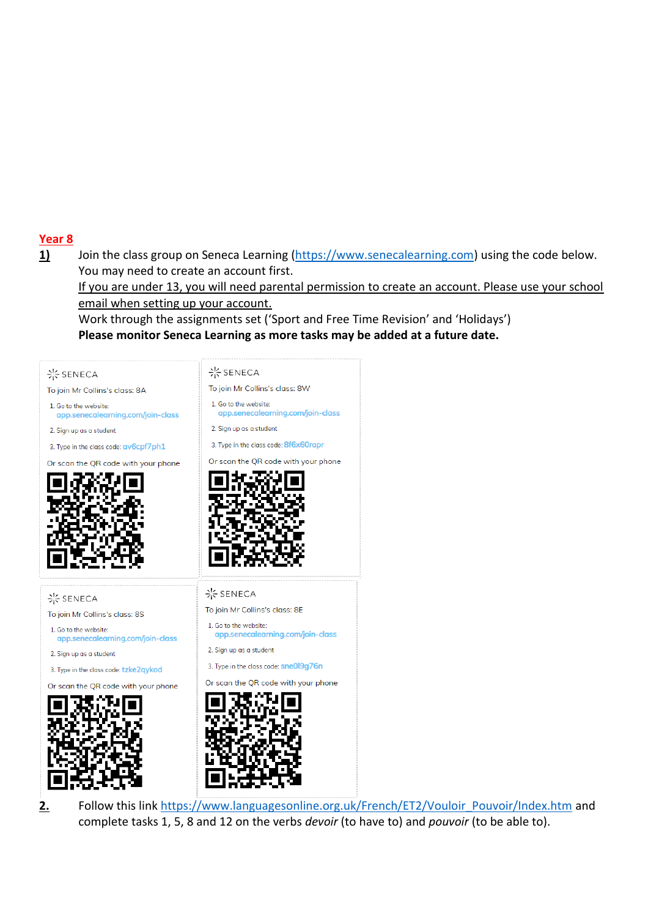**Year 8**

**1)** Join the class group on Seneca Learning (https://www.senecalearning.com) using the code below. You may need to create an account first.
If you are under 13, you will need parental permission to create an account. Please use your school email when setting up your account.
Work through the assignments set ('Sport and Free Time Revision' and 'Holidays')
**Please monitor Seneca Learning as more tasks may be added at a future date.**

SENECA
To join Mr Collins's class: 8A
1. Go to the website: app.senecalearning.com/join-class
2. Sign up as a student
3. Type in the class code: av6cpf7ph1
Or scan the QR code with your phone

SENECA
To join Mr Collins's class: 8W
1. Go to the website: app.senecalearning.com/join-class
2. Sign up as a student
3. Type in the class code: 8f6x60rapr
Or scan the QR code with your phone

SENECA
To join Mr Collins's class: 8S
1. Go to the website: app.senecalearning.com/join-class
2. Sign up as a student
3. Type in the class code: tzke2qykod
Or scan the QR code with your phone

SENECA
To join Mr Collins's class: 8E
1. Go to the website: app.senecalearning.com/join-class
2. Sign up as a student
3. Type in the class code: sne0l9g76n
Or scan the QR code with your phone

**2.** Follow this link https://www.languagesonline.org.uk/French/ET2/Vouloir_Pouvoir/Index.htm and complete tasks 1, 5, 8 and 12 on the verbs *devoir* (to have to) and *pouvoir* (to be able to).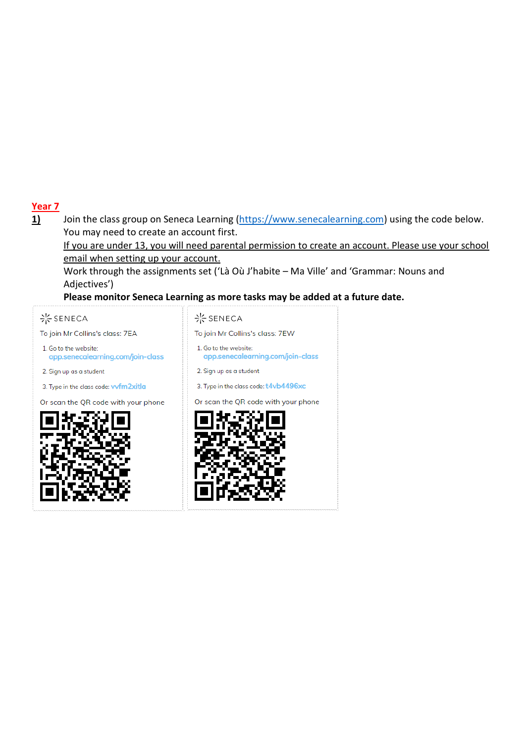**Year 7**

**1)** Join the class group on Seneca Learning ([https://www.senecalearning.com](https://www.senecalearning.com)) using the code below. You may need to create an account first.

If you are under 13, you will need parental permission to create an account. Please use your school email when setting up your account.

Work through the assignments set ('Là Où J'habite – Ma Ville' and 'Grammar: Nouns and Adjectives')

**Please monitor Seneca Learning as more tasks may be added at a future date.**

SENECA

To join Mr Collins's class: 7EA

1. Go to the website: app.senecalearning.com/join-class
2. Sign up as a student
3. Type in the class code: vvfm2xitla

Or scan the QR code with your phone

SENECA

To join Mr Collins's class: 7EW

1. Go to the website: app.senecalearning.com/join-class
2. Sign up as a student
3. Type in the class code: t4vb4496xc

Or scan the QR code with your phone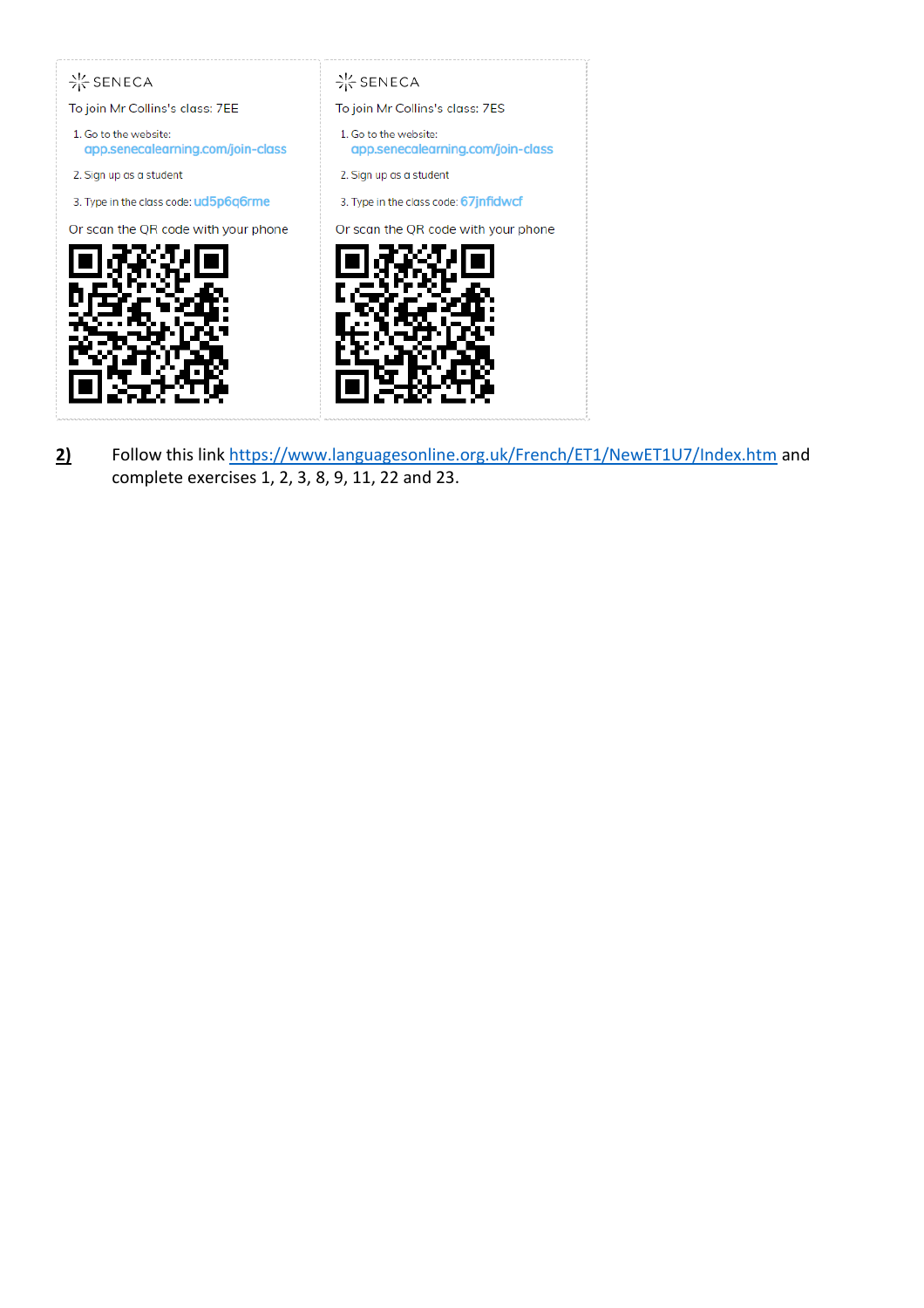SENECA

To join Mr Collins's class: 7EE

1. Go to the website: app.senecalearning.com/join-class
2. Sign up as a student
3. Type in the class code: ud5p6q6rme

Or scan the QR code with your phone

SENECA

To join Mr Collins's class: 7ES

1. Go to the website: app.senecalearning.com/join-class
2. Sign up as a student
3. Type in the class code: 67jnfidwcf

Or scan the QR code with your phone

**2)** Follow this link https://www.languagesonline.org.uk/French/ET1/NewET1U7/Index.htm and complete exercises 1, 2, 3, 8, 9, 11, 22 and 23.